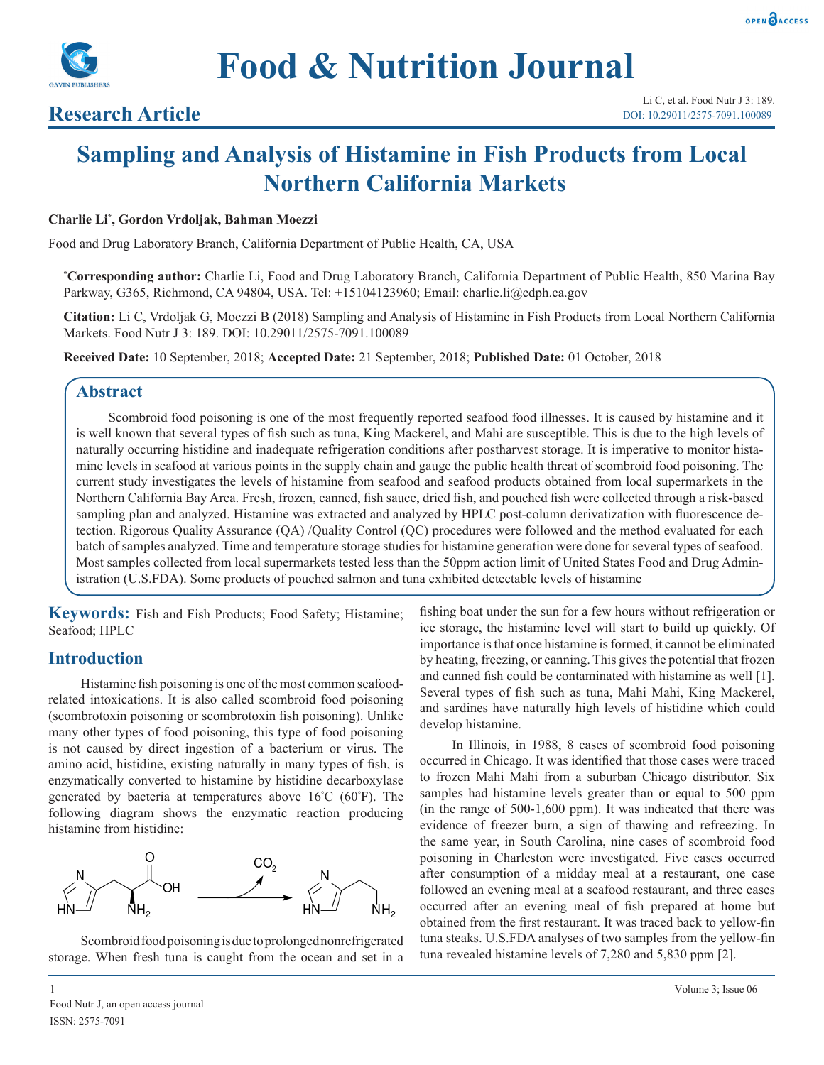# Food & Nutrition Journal

## Research Article

# Sampling and Analysis of Histamine in Fish Products from Local Northern California Markets

**Charlie Li*, Gordon Vrdoljak, Bahman Moezzi**

Food and Drug Laboratory Branch, California Department of Public Health, CA, USA

***Corresponding author:** Charlie Li, Food and Drug Laboratory Branch, California Department of Public Health, 850 Marina Bay Parkway, G365, Richmond, CA 94804, USA. Tel: +15104123960; Email: charlie.li@cdph.ca.gov

**Citation:** Li C, Vrdoljak G, Moezzi B (2018) Sampling and Analysis of Histamine in Fish Products from Local Northern California Markets. Food Nutr J 3: 189. DOI: 10.29011/2575-7091.100089

**Received Date:** 10 September, 2018; **Accepted Date:** 21 September, 2018; **Published Date:** 01 October, 2018

## Abstract

Scombroid food poisoning is one of the most frequently reported seafood food illnesses. It is caused by histamine and it is well known that several types of fish such as tuna, King Mackerel, and Mahi are susceptible. This is due to the high levels of naturally occurring histidine and inadequate refrigeration conditions after postharvest storage. It is imperative to monitor histamine levels in seafood at various points in the supply chain and gauge the public health threat of scombroid food poisoning. The current study investigates the levels of histamine from seafood and seafood products obtained from local supermarkets in the Northern California Bay Area. Fresh, frozen, canned, fish sauce, dried fish, and pouched fish were collected through a risk-based sampling plan and analyzed. Histamine was extracted and analyzed by HPLC post-column derivatization with fluorescence detection. Rigorous Quality Assurance (QA) /Quality Control (QC) procedures were followed and the method evaluated for each batch of samples analyzed. Time and temperature storage studies for histamine generation were done for several types of seafood. Most samples collected from local supermarkets tested less than the 50ppm action limit of United States Food and Drug Administration (U.S.FDA). Some products of pouched salmon and tuna exhibited detectable levels of histamine

**Keywords:** Fish and Fish Products; Food Safety; Histamine; Seafood; HPLC

## Introduction

Histamine fish poisoning is one of the most common seafood-related intoxications. It is also called scombroid food poisoning (scombrotoxin poisoning or scombrotoxin fish poisoning). Unlike many other types of food poisoning, this type of food poisoning is not caused by direct ingestion of a bacterium or virus. The amino acid, histidine, existing naturally in many types of fish, is enzymatically converted to histamine by histidine decarboxylase generated by bacteria at temperatures above 16°C (60°F). The following diagram shows the enzymatic reaction producing histamine from histidine:

$$\text{Histidine} \xrightarrow{-CO_2} \text{Histamine}$$

Scombroid food poisoning is due to prolonged nonrefrigerated storage. When fresh tuna is caught from the ocean and set in a fishing boat under the sun for a few hours without refrigeration or ice storage, the histamine level will start to build up quickly. Of importance is that once histamine is formed, it cannot be eliminated by heating, freezing, or canning. This gives the potential that frozen and canned fish could be contaminated with histamine as well [1]. Several types of fish such as tuna, Mahi Mahi, King Mackerel, and sardines have naturally high levels of histidine which could develop histamine.

In Illinois, in 1988, 8 cases of scombroid food poisoning occurred in Chicago. It was identified that those cases were traced to frozen Mahi Mahi from a suburban Chicago distributor. Six samples had histamine levels greater than or equal to 500 ppm (in the range of 500-1,600 ppm). It was indicated that there was evidence of freezer burn, a sign of thawing and refreezing. In the same year, in South Carolina, nine cases of scombroid food poisoning in Charleston were investigated. Five cases occurred after consumption of a midday meal at a restaurant, one case followed an evening meal at a seafood restaurant, and three cases occurred after an evening meal of fish prepared at home but obtained from the first restaurant. It was traced back to yellow-fin tuna steaks. U.S.FDA analyses of two samples from the yellow-fin tuna revealed histamine levels of 7,280 and 5,830 ppm [2].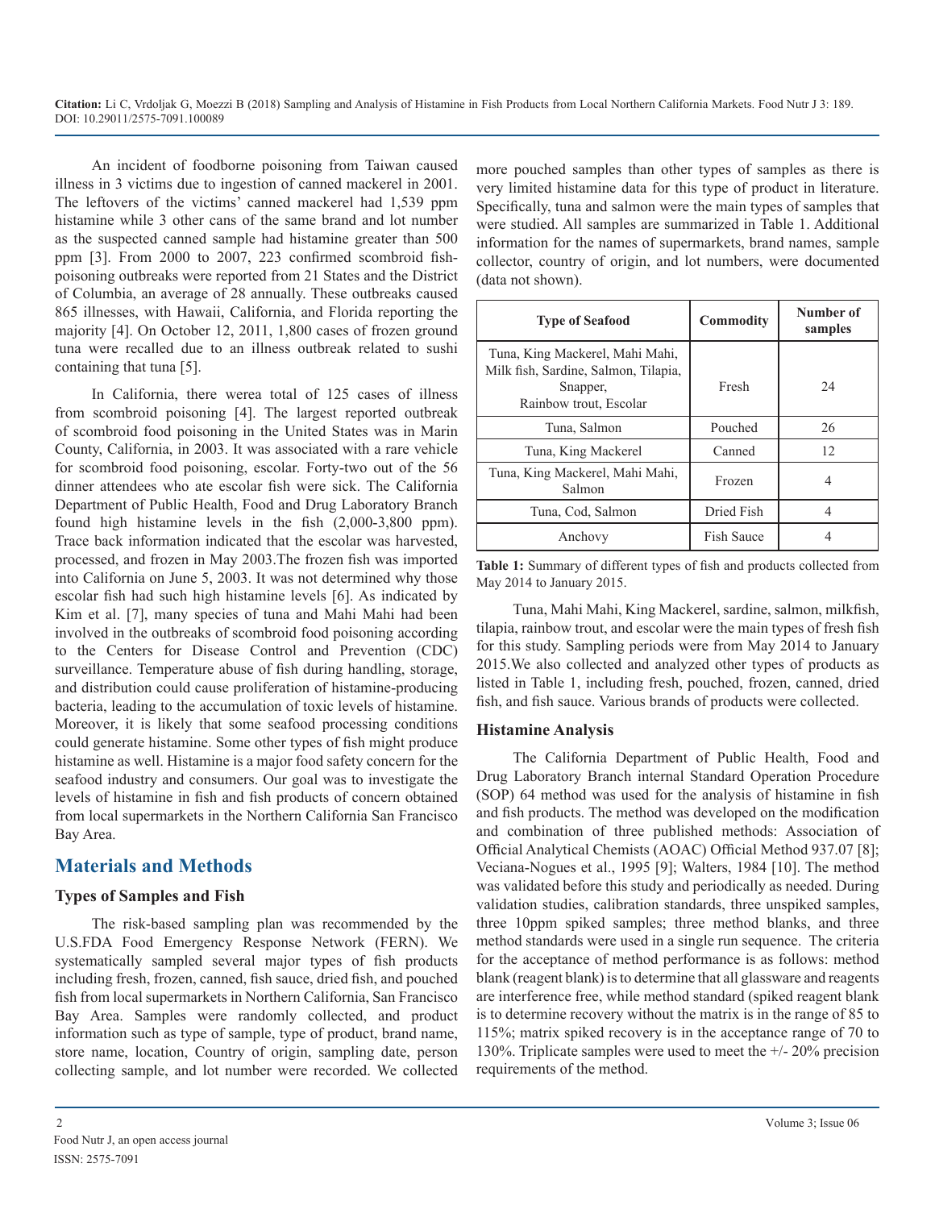An incident of foodborne poisoning from Taiwan caused illness in 3 victims due to ingestion of canned mackerel in 2001. The leftovers of the victims' canned mackerel had 1,539 ppm histamine while 3 other cans of the same brand and lot number as the suspected canned sample had histamine greater than 500 ppm [3]. From 2000 to 2007, 223 confirmed scombroid fish-poisoning outbreaks were reported from 21 States and the District of Columbia, an average of 28 annually. These outbreaks caused 865 illnesses, with Hawaii, California, and Florida reporting the majority [4]. On October 12, 2011, 1,800 cases of frozen ground tuna were recalled due to an illness outbreak related to sushi containing that tuna [5].

In California, there werea total of 125 cases of illness from scombroid poisoning [4]. The largest reported outbreak of scombroid food poisoning in the United States was in Marin County, California, in 2003. It was associated with a rare vehicle for scombroid food poisoning, escolar. Forty-two out of the 56 dinner attendees who ate escolar fish were sick. The California Department of Public Health, Food and Drug Laboratory Branch found high histamine levels in the fish (2,000-3,800 ppm). Trace back information indicated that the escolar was harvested, processed, and frozen in May 2003.The frozen fish was imported into California on June 5, 2003. It was not determined why those escolar fish had such high histamine levels [6]. As indicated by Kim et al. [7], many species of tuna and Mahi Mahi had been involved in the outbreaks of scombroid food poisoning according to the Centers for Disease Control and Prevention (CDC) surveillance. Temperature abuse of fish during handling, storage, and distribution could cause proliferation of histamine-producing bacteria, leading to the accumulation of toxic levels of histamine. Moreover, it is likely that some seafood processing conditions could generate histamine. Some other types of fish might produce histamine as well. Histamine is a major food safety concern for the seafood industry and consumers. Our goal was to investigate the levels of histamine in fish and fish products of concern obtained from local supermarkets in the Northern California San Francisco Bay Area.

## Materials and Methods

### Types of Samples and Fish

The risk-based sampling plan was recommended by the U.S.FDA Food Emergency Response Network (FERN). We systematically sampled several major types of fish products including fresh, frozen, canned, fish sauce, dried fish, and pouched fish from local supermarkets in Northern California, San Francisco Bay Area. Samples were randomly collected, and product information such as type of sample, type of product, brand name, store name, location, Country of origin, sampling date, person collecting sample, and lot number were recorded. We collected more pouched samples than other types of samples as there is very limited histamine data for this type of product in literature. Specifically, tuna and salmon were the main types of samples that were studied. All samples are summarized in Table 1. Additional information for the names of supermarkets, brand names, sample collector, country of origin, and lot numbers, were documented (data not shown).

| Type of Seafood | Commodity | Number of samples |
|---|---|---|
| Tuna, King Mackerel, Mahi Mahi, Milk fish, Sardine, Salmon, Tilapia, Snapper, Rainbow trout, Escolar | Fresh | 24 |
| Tuna, Salmon | Pouched | 26 |
| Tuna, King Mackerel | Canned | 12 |
| Tuna, King Mackerel, Mahi Mahi, Salmon | Frozen | 4 |
| Tuna, Cod, Salmon | Dried Fish | 4 |
| Anchovy | Fish Sauce | 4 |

**Table 1:** Summary of different types of fish and products collected from May 2014 to January 2015.

Tuna, Mahi Mahi, King Mackerel, sardine, salmon, milkfish, tilapia, rainbow trout, and escolar were the main types of fresh fish for this study. Sampling periods were from May 2014 to January 2015.We also collected and analyzed other types of products as listed in Table 1, including fresh, pouched, frozen, canned, dried fish, and fish sauce. Various brands of products were collected.

### Histamine Analysis

The California Department of Public Health, Food and Drug Laboratory Branch internal Standard Operation Procedure (SOP) 64 method was used for the analysis of histamine in fish and fish products. The method was developed on the modification and combination of three published methods: Association of Official Analytical Chemists (AOAC) Official Method 937.07 [8]; Veciana-Nogues et al., 1995 [9]; Walters, 1984 [10]. The method was validated before this study and periodically as needed. During validation studies, calibration standards, three unspiked samples, three 10ppm spiked samples; three method blanks, and three method standards were used in a single run sequence. The criteria for the acceptance of method performance is as follows: method blank (reagent blank) is to determine that all glassware and reagents are interference free, while method standard (spiked reagent blank is to determine recovery without the matrix is in the range of 85 to 115%; matrix spiked recovery is in the acceptance range of 70 to 130%. Triplicate samples were used to meet the +/- 20% precision requirements of the method.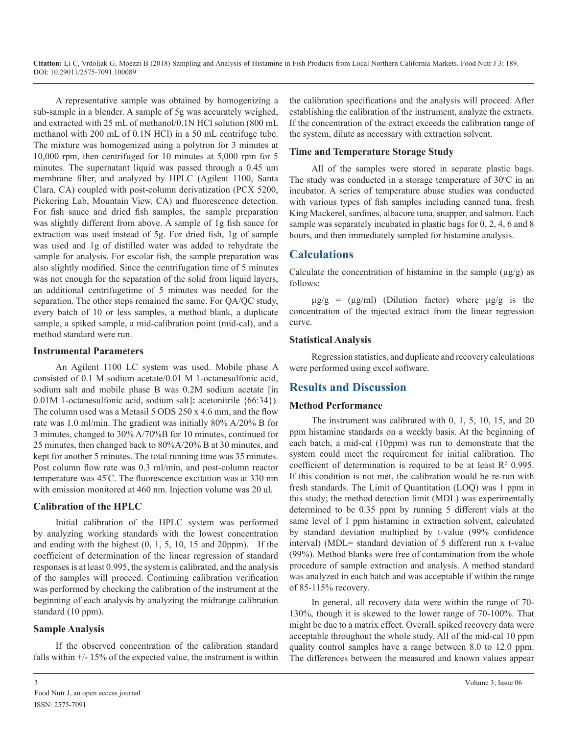A representative sample was obtained by homogenizing a sub-sample in a blender. A sample of 5g was accurately weighed, and extracted with 25 mL of methanol/0.1N HCl solution (800 mL methanol with 200 mL of 0.1N HCl) in a 50 mL centrifuge tube. The mixture was homogenized using a polytron for 3 minutes at 10,000 rpm, then centrifuged for 10 minutes at 5,000 rpm for 5 minutes. The supernatant liquid was passed through a 0.45 um membrane filter, and analyzed by HPLC (Agilent 1100, Santa Clara, CA) coupled with post-column derivatization (PCX 5200, Pickering Lab, Mountain View, CA) and fluorescence detection. For fish sauce and dried fish samples, the sample preparation was slightly different from above. A sample of 1g fish sauce for extraction was used instead of 5g. For dried fish, 1g of sample was used and 1g of distilled water was added to rehydrate the sample for analysis. For escolar fish, the sample preparation was also slightly modified. Since the centrifugation time of 5 minutes was not enough for the separation of the solid from liquid layers, an additional centrifugetime of 5 minutes was needed for the separation. The other steps remained the same. For QA/QC study, every batch of 10 or less samples, a method blank, a duplicate sample, a spiked sample, a mid-calibration point (mid-cal), and a method standard were run.

### Instrumental Parameters

An Agilent 1100 LC system was used. Mobile phase A consisted of 0.1 M sodium acetate/0.01 M 1-octanesulfonic acid, sodium salt and mobile phase B was 0.2M sodium acetate [in 0.01M 1-octanesulfonic acid, sodium salt]**:** acetonitrile {66:34}). The column used was a Metasil 5 ODS 250 x 4.6 mm, and the flow rate was 1.0 ml/min. The gradient was initially 80% A/20% B for 3 minutes, changed to 30% A/70%B for 10 minutes, continued for 25 minutes, then changed back to 80%A/20% B at 30 minutes, and kept for another 5 minutes. The total running time was 35 minutes. Post column flow rate was 0.3 ml/min, and post-column reactor temperature was 45°C. The fluorescence excitation was at 330 nm with emission monitored at 460 nm. Injection volume was 20 ul.

### Calibration of the HPLC

Initial calibration of the HPLC system was performed by analyzing working standards with the lowest concentration and ending with the highest (0, 1, 5, 10, 15 and 20ppm). If the coefficient of determination of the linear regression of standard responses is at least 0.995, the system is calibrated, and the analysis of the samples will proceed. Continuing calibration verification was performed by checking the calibration of the instrument at the beginning of each analysis by analyzing the midrange calibration standard (10 ppm).

### Sample Analysis

If the observed concentration of the calibration standard falls within +/- 15% of the expected value, the instrument is within the calibration specifications and the analysis will proceed. After establishing the calibration of the instrument, analyze the extracts. If the concentration of the extract exceeds the calibration range of the system, dilute as necessary with extraction solvent.

### Time and Temperature Storage Study

All of the samples were stored in separate plastic bags. The study was conducted in a storage temperature of 30°C in an incubator. A series of temperature abuse studies was conducted with various types of fish samples including canned tuna, fresh King Mackerel, sardines, albacore tuna, snapper, and salmon. Each sample was separately incubated in plastic bags for 0, 2, 4, 6 and 8 hours, and then immediately sampled for histamine analysis.

## Calculations

Calculate the concentration of histamine in the sample (μg/g) as follows:

μg/g = (μg/ml) (Dilution factor) where μg/g is the concentration of the injected extract from the linear regression curve.

### Statistical Analysis

Regression statistics, and duplicate and recovery calculations were performed using excel software.

## Results and Discussion

### Method Performance

The instrument was calibrated with 0, 1, 5, 10, 15, and 20 ppm histamine standards on a weekly basis. At the beginning of each batch, a mid-cal (10ppm) was run to demonstrate that the system could meet the requirement for initial calibration. The coefficient of determination is required to be at least $R^2$ 0.995. If this condition is not met, the calibration would be re-run with fresh standards. The Limit of Quantitation (LOQ) was 1 ppm in this study; the method detection limit (MDL) was experimentally determined to be 0.35 ppm by running 5 different vials at the same level of 1 ppm histamine in extraction solvent, calculated by standard deviation multiplied by t-value (99% confidence interval) (MDL= standard deviation of 5 different run x t-value (99%). Method blanks were free of contamination from the whole procedure of sample extraction and analysis. A method standard was analyzed in each batch and was acceptable if within the range of 85-115% recovery.

In general, all recovery data were within the range of 70-130%, though it is skewed to the lower range of 70-100%. That might be due to a matrix effect. Overall, spiked recovery data were acceptable throughout the whole study. All of the mid-cal 10 ppm quality control samples have a range between 8.0 to 12.0 ppm. The differences between the measured and known values appear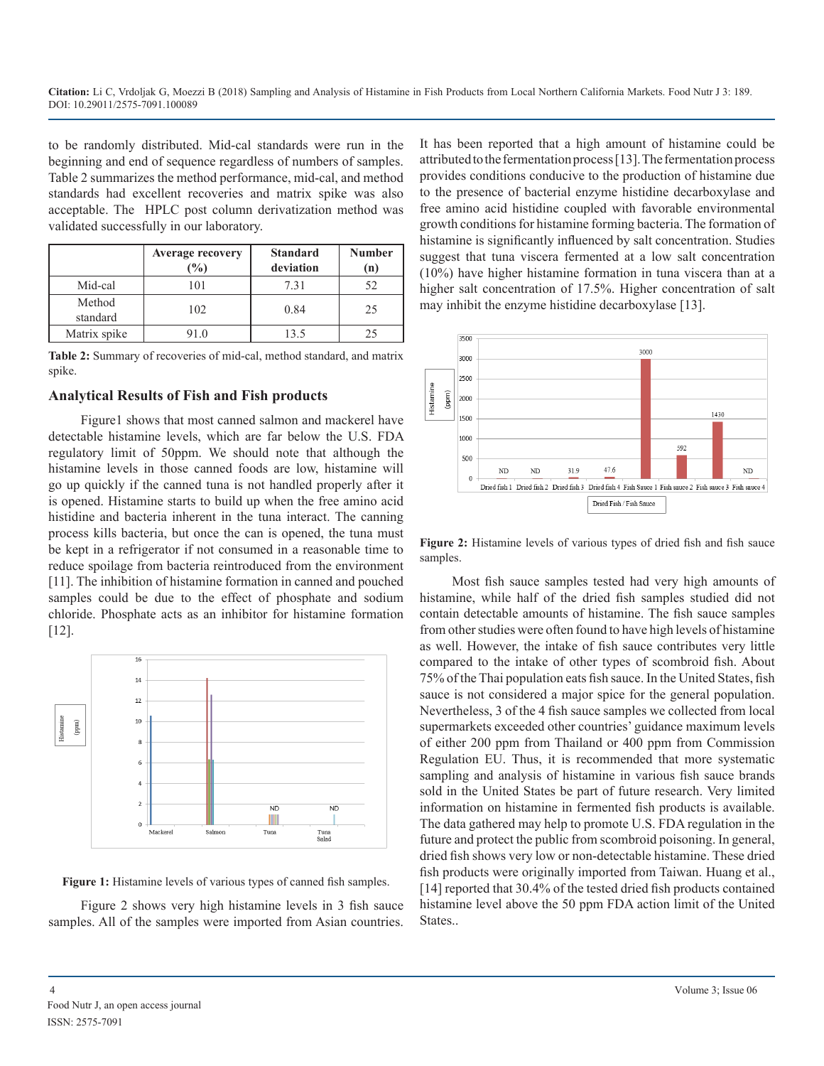to be randomly distributed. Mid-cal standards were run in the beginning and end of sequence regardless of numbers of samples. Table 2 summarizes the method performance, mid-cal, and method standards had excellent recoveries and matrix spike was also acceptable. The HPLC post column derivatization method was validated successfully in our laboratory.

| | Average recovery (%) | Standard deviation | Number (n) |
|---|---|---|---|
| Mid-cal | 101 | 7.31 | 52 |
| Method standard | 102 | 0.84 | 25 |
| Matrix spike | 91.0 | 13.5 | 25 |

**Table 2:** Summary of recoveries of mid-cal, method standard, and matrix spike.

## Analytical Results of Fish and Fish products

Figure1 shows that most canned salmon and mackerel have detectable histamine levels, which are far below the U.S. FDA regulatory limit of 50ppm. We should note that although the histamine levels in those canned foods are low, histamine will go up quickly if the canned tuna is not handled properly after it is opened. Histamine starts to build up when the free amino acid histidine and bacteria inherent in the tuna interact. The canning process kills bacteria, but once the can is opened, the tuna must be kept in a refrigerator if not consumed in a reasonable time to reduce spoilage from bacteria reintroduced from the environment [11]. The inhibition of histamine formation in canned and pouched samples could be due to the effect of phosphate and sodium chloride. Phosphate acts as an inhibitor for histamine formation [12].

**Figure 1:** Histamine levels of various types of canned fish samples.

Figure 2 shows very high histamine levels in 3 fish sauce samples. All of the samples were imported from Asian countries. It has been reported that a high amount of histamine could be attributed to the fermentation process [13]. The fermentation process provides conditions conducive to the production of histamine due to the presence of bacterial enzyme histidine decarboxylase and free amino acid histidine coupled with favorable environmental growth conditions for histamine forming bacteria. The formation of histamine is significantly influenced by salt concentration. Studies suggest that tuna viscera fermented at a low salt concentration (10%) have higher histamine formation in tuna viscera than at a higher salt concentration of 17.5%. Higher concentration of salt may inhibit the enzyme histidine decarboxylase [13].

**Figure 2:** Histamine levels of various types of dried fish and fish sauce samples.

Most fish sauce samples tested had very high amounts of histamine, while half of the dried fish samples studied did not contain detectable amounts of histamine. The fish sauce samples from other studies were often found to have high levels of histamine as well. However, the intake of fish sauce contributes very little compared to the intake of other types of scombroid fish. About 75% of the Thai population eats fish sauce. In the United States, fish sauce is not considered a major spice for the general population. Nevertheless, 3 of the 4 fish sauce samples we collected from local supermarkets exceeded other countries' guidance maximum levels of either 200 ppm from Thailand or 400 ppm from Commission Regulation EU. Thus, it is recommended that more systematic sampling and analysis of histamine in various fish sauce brands sold in the United States be part of future research. Very limited information on histamine in fermented fish products is available. The data gathered may help to promote U.S. FDA regulation in the future and protect the public from scombroid poisoning. In general, dried fish shows very low or non-detectable histamine. These dried fish products were originally imported from Taiwan. Huang et al., [14] reported that 30.4% of the tested dried fish products contained histamine level above the 50 ppm FDA action limit of the United States..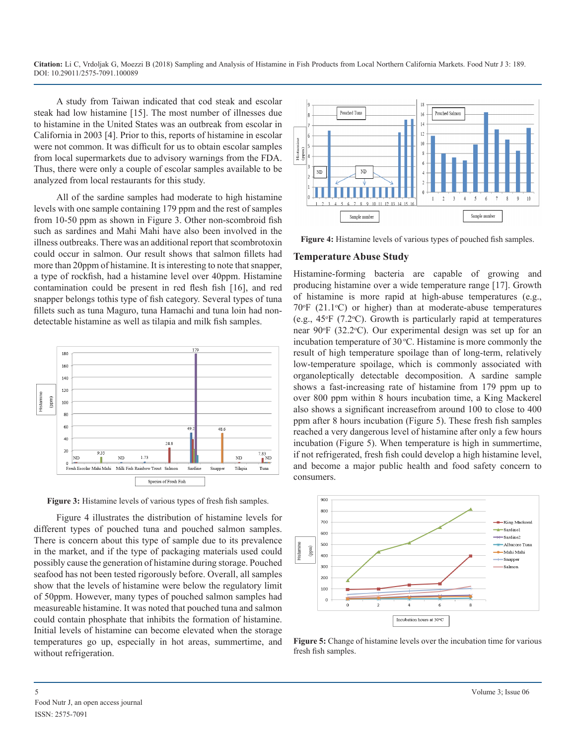A study from Taiwan indicated that cod steak and escolar steak had low histamine [15]. The most number of illnesses due to histamine in the United States was an outbreak from escolar in California in 2003 [4]. Prior to this, reports of histamine in escolar were not common. It was difficult for us to obtain escolar samples from local supermarkets due to advisory warnings from the FDA. Thus, there were only a couple of escolar samples available to be analyzed from local restaurants for this study.

All of the sardine samples had moderate to high histamine levels with one sample containing 179 ppm and the rest of samples from 10-50 ppm as shown in Figure 3. Other non-scombroid fish such as sardines and Mahi Mahi have also been involved in the illness outbreaks. There was an additional report that scombrotoxin could occur in salmon. Our result shows that salmon fillets had more than 20ppm of histamine. It is interesting to note that snapper, a type of rockfish, had a histamine level over 40ppm. Histamine contamination could be present in red flesh fish [16], and red snapper belongs tothis type of fish category. Several types of tuna fillets such as tuna Maguro, tuna Hamachi and tuna loin had non-detectable histamine as well as tilapia and milk fish samples.

**Figure 3:** Histamine levels of various types of fresh fish samples.

Figure 4 illustrates the distribution of histamine levels for different types of pouched tuna and pouched salmon samples. There is concern about this type of sample due to its prevalence in the market, and if the type of packaging materials used could possibly cause the generation of histamine during storage. Pouched seafood has not been tested rigorously before. Overall, all samples show that the levels of histamine were below the regulatory limit of 50ppm. However, many types of pouched salmon samples had measureable histamine. It was noted that pouched tuna and salmon could contain phosphate that inhibits the formation of histamine. Initial levels of histamine can become elevated when the storage temperatures go up, especially in hot areas, summertime, and without refrigeration.

**Figure 4:** Histamine levels of various types of pouched fish samples.

## Temperature Abuse Study

Histamine-forming bacteria are capable of growing and producing histamine over a wide temperature range [17]. Growth of histamine is more rapid at high-abuse temperatures (e.g., 70°F (21.1°C) or higher) than at moderate-abuse temperatures (e.g., 45°F (7.2°C). Growth is particularly rapid at temperatures near 90°F (32.2°C). Our experimental design was set up for an incubation temperature of 30 °C. Histamine is more commonly the result of high temperature spoilage than of long-term, relatively low-temperature spoilage, which is commonly associated with organoleptically detectable decomposition. A sardine sample shows a fast-increasing rate of histamine from 179 ppm up to over 800 ppm within 8 hours incubation time, a King Mackerel also shows a significant increasefrom around 100 to close to 400 ppm after 8 hours incubation (Figure 5). These fresh fish samples reached a very dangerous level of histamine after only a few hours incubation (Figure 5). When temperature is high in summertime, if not refrigerated, fresh fish could develop a high histamine level, and become a major public health and food safety concern to consumers.

**Figure 5:** Change of histamine levels over the incubation time for various fresh fish samples.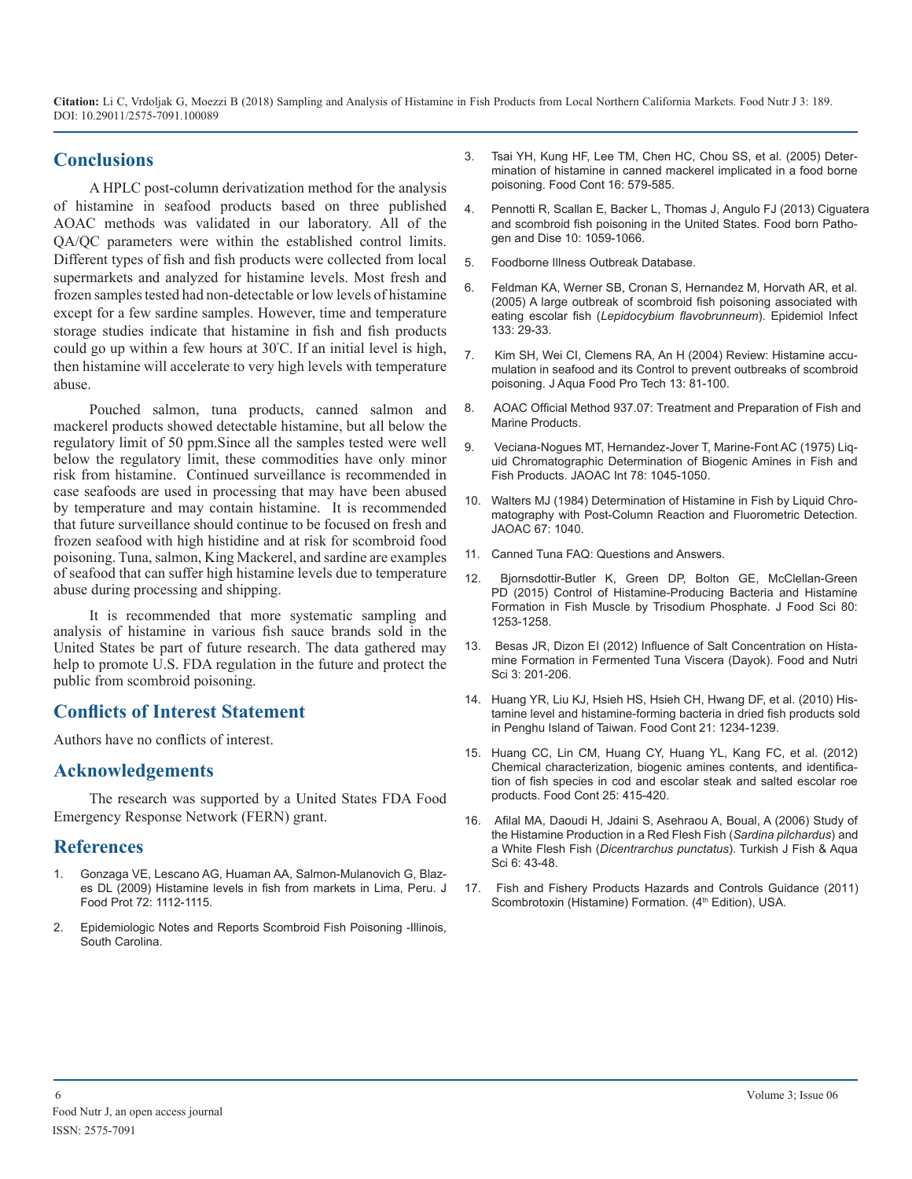## Conclusions

A HPLC post-column derivatization method for the analysis of histamine in seafood products based on three published AOAC methods was validated in our laboratory. All of the QA/QC parameters were within the established control limits. Different types of fish and fish products were collected from local supermarkets and analyzed for histamine levels. Most fresh and frozen samples tested had non-detectable or low levels of histamine except for a few sardine samples. However, time and temperature storage studies indicate that histamine in fish and fish products could go up within a few hours at 30°C. If an initial level is high, then histamine will accelerate to very high levels with temperature abuse.

Pouched salmon, tuna products, canned salmon and mackerel products showed detectable histamine, but all below the regulatory limit of 50 ppm.Since all the samples tested were well below the regulatory limit, these commodities have only minor risk from histamine. Continued surveillance is recommended in case seafoods are used in processing that may have been abused by temperature and may contain histamine. It is recommended that future surveillance should continue to be focused on fresh and frozen seafood with high histidine and at risk for scombroid food poisoning. Tuna, salmon, King Mackerel, and sardine are examples of seafood that can suffer high histamine levels due to temperature abuse during processing and shipping.

It is recommended that more systematic sampling and analysis of histamine in various fish sauce brands sold in the United States be part of future research. The data gathered may help to promote U.S. FDA regulation in the future and protect the public from scombroid poisoning.

## Conflicts of Interest Statement

Authors have no conflicts of interest.

## Acknowledgements

The research was supported by a United States FDA Food Emergency Response Network (FERN) grant.

## References

1. Gonzaga VE, Lescano AG, Huaman AA, Salmon-Mulanovich G, Blazes DL (2009) Histamine levels in fish from markets in Lima, Peru. J Food Prot 72: 1112-1115.
2. Epidemiologic Notes and Reports Scombroid Fish Poisoning -Illinois, South Carolina.
3. Tsai YH, Kung HF, Lee TM, Chen HC, Chou SS, et al. (2005) Determination of histamine in canned mackerel implicated in a food borne poisoning. Food Cont 16: 579-585.
4. Pennotti R, Scallan E, Backer L, Thomas J, Angulo FJ (2013) Ciguatera and scombroid fish poisoning in the United States. Food born Pathogen and Dise 10: 1059-1066.
5. Foodborne Illness Outbreak Database.
6. Feldman KA, Werner SB, Cronan S, Hernandez M, Horvath AR, et al. (2005) A large outbreak of scombroid fish poisoning associated with eating escolar fish (*Lepidocybium flavobrunneum*). Epidemiol Infect 133: 29-33.
7. Kim SH, Wei CI, Clemens RA, An H (2004) Review: Histamine accumulation in seafood and its Control to prevent outbreaks of scombroid poisoning. J Aqua Food Pro Tech 13: 81-100.
8. AOAC Official Method 937.07: Treatment and Preparation of Fish and Marine Products.
9. Veciana-Nogues MT, Hernandez-Jover T, Marine-Font AC (1975) Liquid Chromatographic Determination of Biogenic Amines in Fish and Fish Products. JAOAC Int 78: 1045-1050.
10. Walters MJ (1984) Determination of Histamine in Fish by Liquid Chromatography with Post-Column Reaction and Fluorometric Detection. JAOAC 67: 1040.
11. Canned Tuna FAQ: Questions and Answers.
12. Bjornsdottir-Butler K, Green DP, Bolton GE, McClellan-Green PD (2015) Control of Histamine-Producing Bacteria and Histamine Formation in Fish Muscle by Trisodium Phosphate. J Food Sci 80: 1253-1258.
13. Besas JR, Dizon EI (2012) Influence of Salt Concentration on Histamine Formation in Fermented Tuna Viscera (Dayok). Food and Nutri Sci 3: 201-206.
14. Huang YR, Liu KJ, Hsieh HS, Hsieh CH, Hwang DF, et al. (2010) Histamine level and histamine-forming bacteria in dried fish products sold in Penghu Island of Taiwan. Food Cont 21: 1234-1239.
15. Huang CC, Lin CM, Huang CY, Huang YL, Kang FC, et al. (2012) Chemical characterization, biogenic amines contents, and identification of fish species in cod and escolar steak and salted escolar roe products. Food Cont 25: 415-420.
16. Afilal MA, Daoudi H, Jdaini S, Asehraou A, Boual, A (2006) Study of the Histamine Production in a Red Flesh Fish (*Sardina pilchardus*) and a White Flesh Fish (*Dicentrarchus punctatus*). Turkish J Fish & Aqua Sci 6: 43-48.
17. Fish and Fishery Products Hazards and Controls Guidance (2011) Scombrotoxin (Histamine) Formation. (4th Edition), USA.